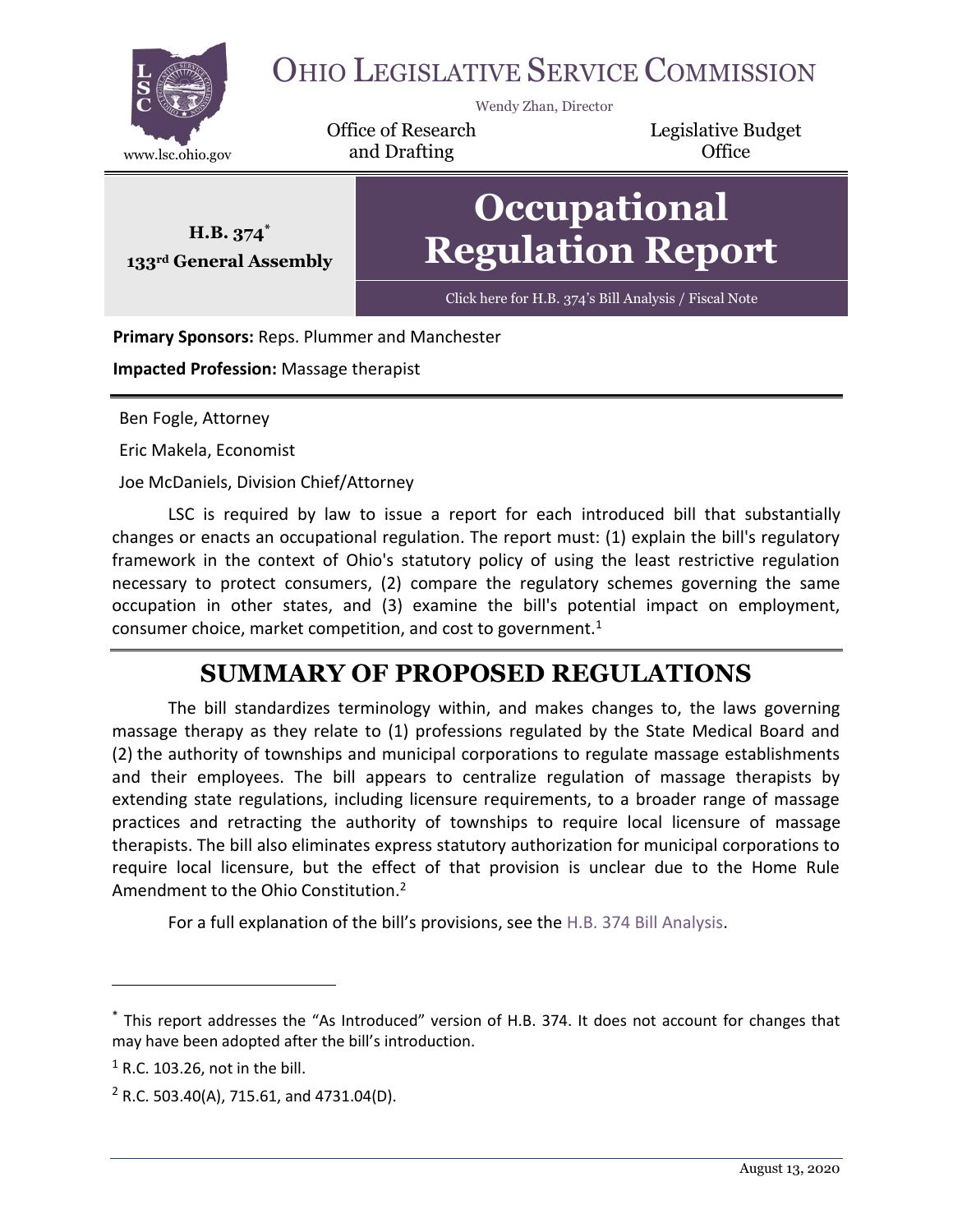# Ohio Legislative Service Commission

Wendy Zhan, Director

www.lsc.ohio.gov

Office of Research and Drafting | Legislative Budget Office

**H.B. 374***
**133rd General Assembly**

# Occupational Regulation Report

Click here for H.B. 374's Bill Analysis / Fiscal Note

**Primary Sponsors:** Reps. Plummer and Manchester

**Impacted Profession:** Massage therapist

Ben Fogle, Attorney

Eric Makela, Economist

Joe McDaniels, Division Chief/Attorney

LSC is required by law to issue a report for each introduced bill that substantially changes or enacts an occupational regulation. The report must: (1) explain the bill's regulatory framework in the context of Ohio's statutory policy of using the least restrictive regulation necessary to protect consumers, (2) compare the regulatory schemes governing the same occupation in other states, and (3) examine the bill's potential impact on employment, consumer choice, market competition, and cost to government.[1]

## SUMMARY OF PROPOSED REGULATIONS

The bill standardizes terminology within, and makes changes to, the laws governing massage therapy as they relate to (1) professions regulated by the State Medical Board and (2) the authority of townships and municipal corporations to regulate massage establishments and their employees. The bill appears to centralize regulation of massage therapists by extending state regulations, including licensure requirements, to a broader range of massage practices and retracting the authority of townships to require local licensure of massage therapists. The bill also eliminates express statutory authorization for municipal corporations to require local licensure, but the effect of that provision is unclear due to the Home Rule Amendment to the Ohio Constitution.[2]

For a full explanation of the bill's provisions, see the H.B. 374 Bill Analysis.

---

* This report addresses the "As Introduced" version of H.B. 374. It does not account for changes that may have been adopted after the bill's introduction.

[1] R.C. 103.26, not in the bill.

[2] R.C. 503.40(A), 715.61, and 4731.04(D).

August 13, 2020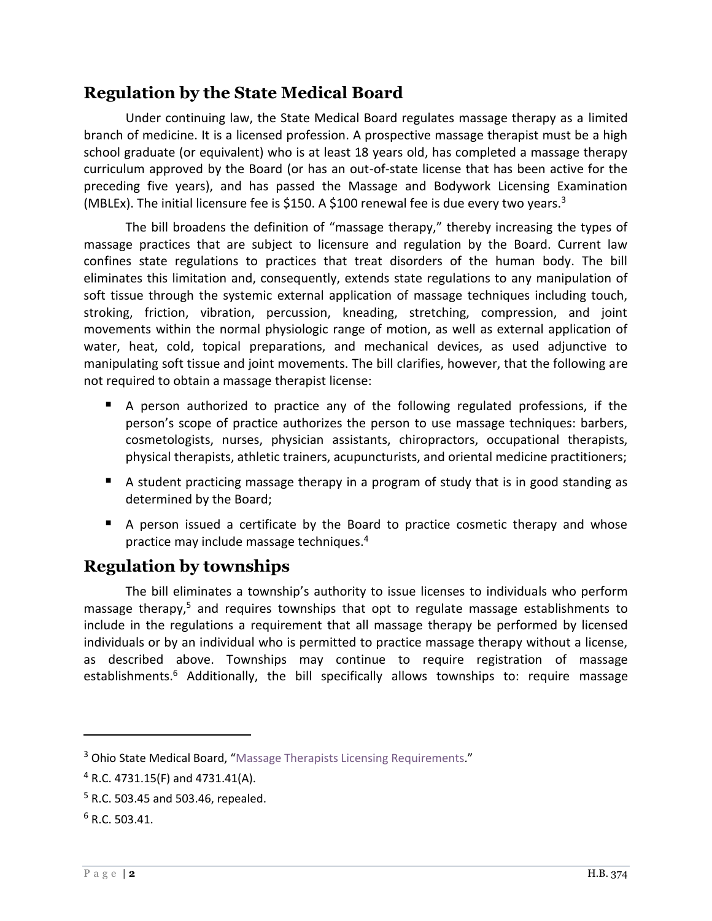## Regulation by the State Medical Board

Under continuing law, the State Medical Board regulates massage therapy as a limited branch of medicine. It is a licensed profession. A prospective massage therapist must be a high school graduate (or equivalent) who is at least 18 years old, has completed a massage therapy curriculum approved by the Board (or has an out-of-state license that has been active for the preceding five years), and has passed the Massage and Bodywork Licensing Examination (MBLEx). The initial licensure fee is $150. A $100 renewal fee is due every two years.[3]

The bill broadens the definition of "massage therapy," thereby increasing the types of massage practices that are subject to licensure and regulation by the Board. Current law confines state regulations to practices that treat disorders of the human body. The bill eliminates this limitation and, consequently, extends state regulations to any manipulation of soft tissue through the systemic external application of massage techniques including touch, stroking, friction, vibration, percussion, kneading, stretching, compression, and joint movements within the normal physiologic range of motion, as well as external application of water, heat, cold, topical preparations, and mechanical devices, as used adjunctive to manipulating soft tissue and joint movements. The bill clarifies, however, that the following are not required to obtain a massage therapist license:

- A person authorized to practice any of the following regulated professions, if the person's scope of practice authorizes the person to use massage techniques: barbers, cosmetologists, nurses, physician assistants, chiropractors, occupational therapists, physical therapists, athletic trainers, acupuncturists, and oriental medicine practitioners;
- A student practicing massage therapy in a program of study that is in good standing as determined by the Board;
- A person issued a certificate by the Board to practice cosmetic therapy and whose practice may include massage techniques.[4]

## Regulation by townships

The bill eliminates a township's authority to issue licenses to individuals who perform massage therapy,[5] and requires townships that opt to regulate massage establishments to include in the regulations a requirement that all massage therapy be performed by licensed individuals or by an individual who is permitted to practice massage therapy without a license, as described above. Townships may continue to require registration of massage establishments.[6] Additionally, the bill specifically allows townships to: require massage

---

[3] Ohio State Medical Board, "Massage Therapists Licensing Requirements."

[4] R.C. 4731.15(F) and 4731.41(A).

[5] R.C. 503.45 and 503.46, repealed.

[6] R.C. 503.41.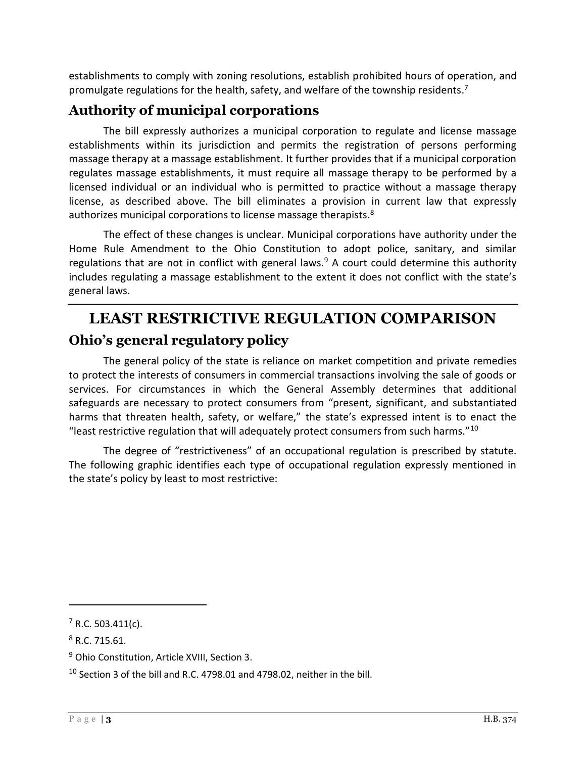establishments to comply with zoning resolutions, establish prohibited hours of operation, and promulgate regulations for the health, safety, and welfare of the township residents.[7]

### Authority of municipal corporations

The bill expressly authorizes a municipal corporation to regulate and license massage establishments within its jurisdiction and permits the registration of persons performing massage therapy at a massage establishment. It further provides that if a municipal corporation regulates massage establishments, it must require all massage therapy to be performed by a licensed individual or an individual who is permitted to practice without a massage therapy license, as described above. The bill eliminates a provision in current law that expressly authorizes municipal corporations to license massage therapists.[8]

The effect of these changes is unclear. Municipal corporations have authority under the Home Rule Amendment to the Ohio Constitution to adopt police, sanitary, and similar regulations that are not in conflict with general laws.[9] A court could determine this authority includes regulating a massage establishment to the extent it does not conflict with the state's general laws.

## LEAST RESTRICTIVE REGULATION COMPARISON

### Ohio's general regulatory policy

The general policy of the state is reliance on market competition and private remedies to protect the interests of consumers in commercial transactions involving the sale of goods or services. For circumstances in which the General Assembly determines that additional safeguards are necessary to protect consumers from "present, significant, and substantiated harms that threaten health, safety, or welfare," the state's expressed intent is to enact the "least restrictive regulation that will adequately protect consumers from such harms."[10]

The degree of "restrictiveness" of an occupational regulation is prescribed by statute. The following graphic identifies each type of occupational regulation expressly mentioned in the state's policy by least to most restrictive:

---

[7] R.C. 503.411(c).

[8] R.C. 715.61.

[9] Ohio Constitution, Article XVIII, Section 3.

[10] Section 3 of the bill and R.C. 4798.01 and 4798.02, neither in the bill.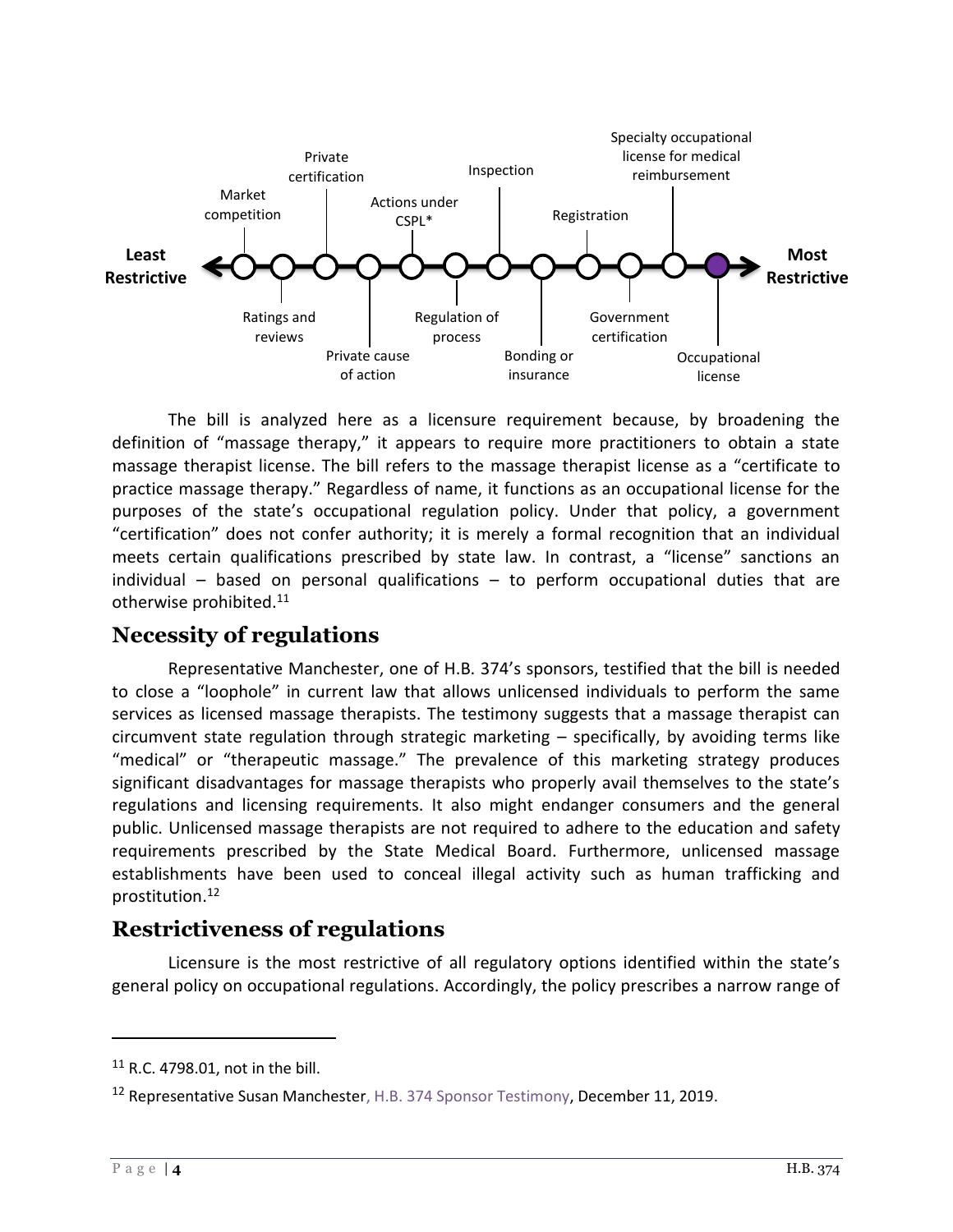**Least Restrictive** → Market competition → Ratings and reviews → Private certification → Private cause of action → Actions under CSPL* → Regulation of process → Inspection → Bonding or insurance → Registration → Government certification → Specialty occupational license for medical reimbursement → Occupational license → **Most Restrictive**

The bill is analyzed here as a licensure requirement because, by broadening the definition of "massage therapy," it appears to require more practitioners to obtain a state massage therapist license. The bill refers to the massage therapist license as a "certificate to practice massage therapy." Regardless of name, it functions as an occupational license for the purposes of the state's occupational regulation policy. Under that policy, a government "certification" does not confer authority; it is merely a formal recognition that an individual meets certain qualifications prescribed by state law. In contrast, a "license" sanctions an individual – based on personal qualifications – to perform occupational duties that are otherwise prohibited.[11]

## Necessity of regulations

Representative Manchester, one of H.B. 374's sponsors, testified that the bill is needed to close a "loophole" in current law that allows unlicensed individuals to perform the same services as licensed massage therapists. The testimony suggests that a massage therapist can circumvent state regulation through strategic marketing – specifically, by avoiding terms like "medical" or "therapeutic massage." The prevalence of this marketing strategy produces significant disadvantages for massage therapists who properly avail themselves to the state's regulations and licensing requirements. It also might endanger consumers and the general public. Unlicensed massage therapists are not required to adhere to the education and safety requirements prescribed by the State Medical Board. Furthermore, unlicensed massage establishments have been used to conceal illegal activity such as human trafficking and prostitution.[12]

## Restrictiveness of regulations

Licensure is the most restrictive of all regulatory options identified within the state's general policy on occupational regulations. Accordingly, the policy prescribes a narrow range of

---

[11] R.C. 4798.01, not in the bill.

[12] Representative Susan Manchester, H.B. 374 Sponsor Testimony, December 11, 2019.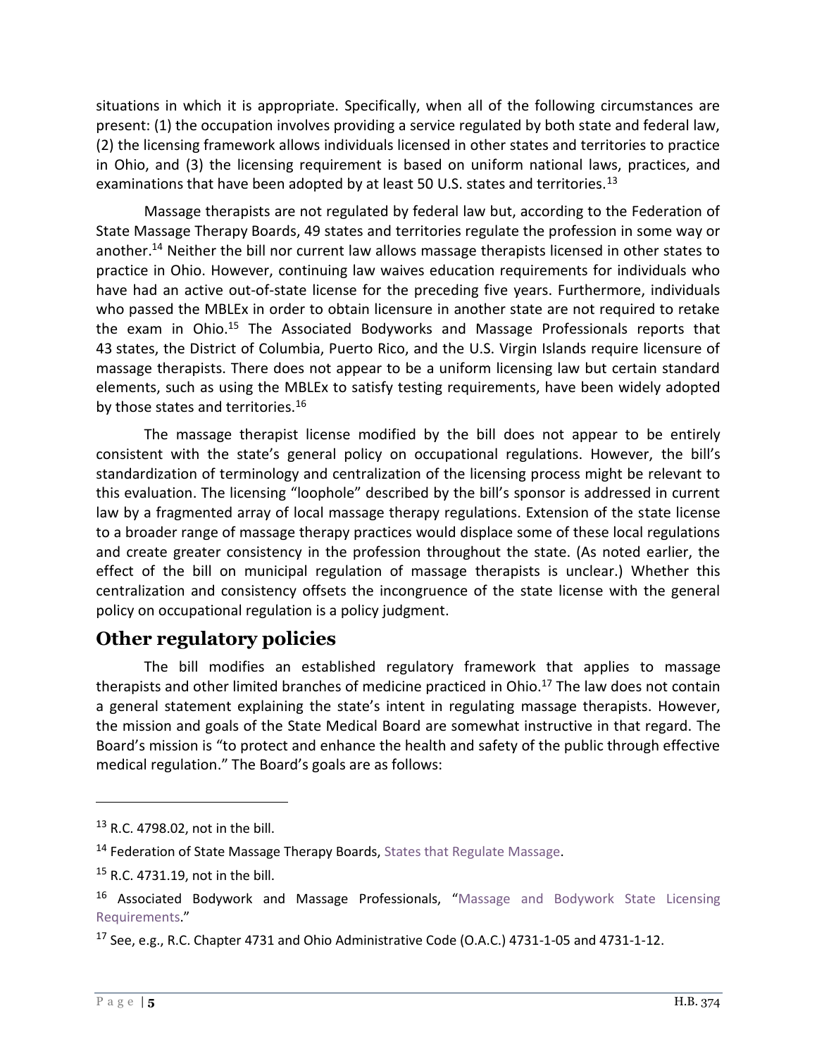situations in which it is appropriate. Specifically, when all of the following circumstances are present: (1) the occupation involves providing a service regulated by both state and federal law, (2) the licensing framework allows individuals licensed in other states and territories to practice in Ohio, and (3) the licensing requirement is based on uniform national laws, practices, and examinations that have been adopted by at least 50 U.S. states and territories.[13]

Massage therapists are not regulated by federal law but, according to the Federation of State Massage Therapy Boards, 49 states and territories regulate the profession in some way or another.[14] Neither the bill nor current law allows massage therapists licensed in other states to practice in Ohio. However, continuing law waives education requirements for individuals who have had an active out-of-state license for the preceding five years. Furthermore, individuals who passed the MBLEx in order to obtain licensure in another state are not required to retake the exam in Ohio.[15] The Associated Bodyworks and Massage Professionals reports that 43 states, the District of Columbia, Puerto Rico, and the U.S. Virgin Islands require licensure of massage therapists. There does not appear to be a uniform licensing law but certain standard elements, such as using the MBLEx to satisfy testing requirements, have been widely adopted by those states and territories.[16]

The massage therapist license modified by the bill does not appear to be entirely consistent with the state's general policy on occupational regulations. However, the bill's standardization of terminology and centralization of the licensing process might be relevant to this evaluation. The licensing "loophole" described by the bill's sponsor is addressed in current law by a fragmented array of local massage therapy regulations. Extension of the state license to a broader range of massage therapy practices would displace some of these local regulations and create greater consistency in the profession throughout the state. (As noted earlier, the effect of the bill on municipal regulation of massage therapists is unclear.) Whether this centralization and consistency offsets the incongruence of the state license with the general policy on occupational regulation is a policy judgment.

## Other regulatory policies

The bill modifies an established regulatory framework that applies to massage therapists and other limited branches of medicine practiced in Ohio.[17] The law does not contain a general statement explaining the state's intent in regulating massage therapists. However, the mission and goals of the State Medical Board are somewhat instructive in that regard. The Board's mission is "to protect and enhance the health and safety of the public through effective medical regulation." The Board's goals are as follows:

---

[13] R.C. 4798.02, not in the bill.

[14] Federation of State Massage Therapy Boards, States that Regulate Massage.

[15] R.C. 4731.19, not in the bill.

[16] Associated Bodywork and Massage Professionals, "Massage and Bodywork State Licensing Requirements."

[17] See, e.g., R.C. Chapter 4731 and Ohio Administrative Code (O.A.C.) 4731-1-05 and 4731-1-12.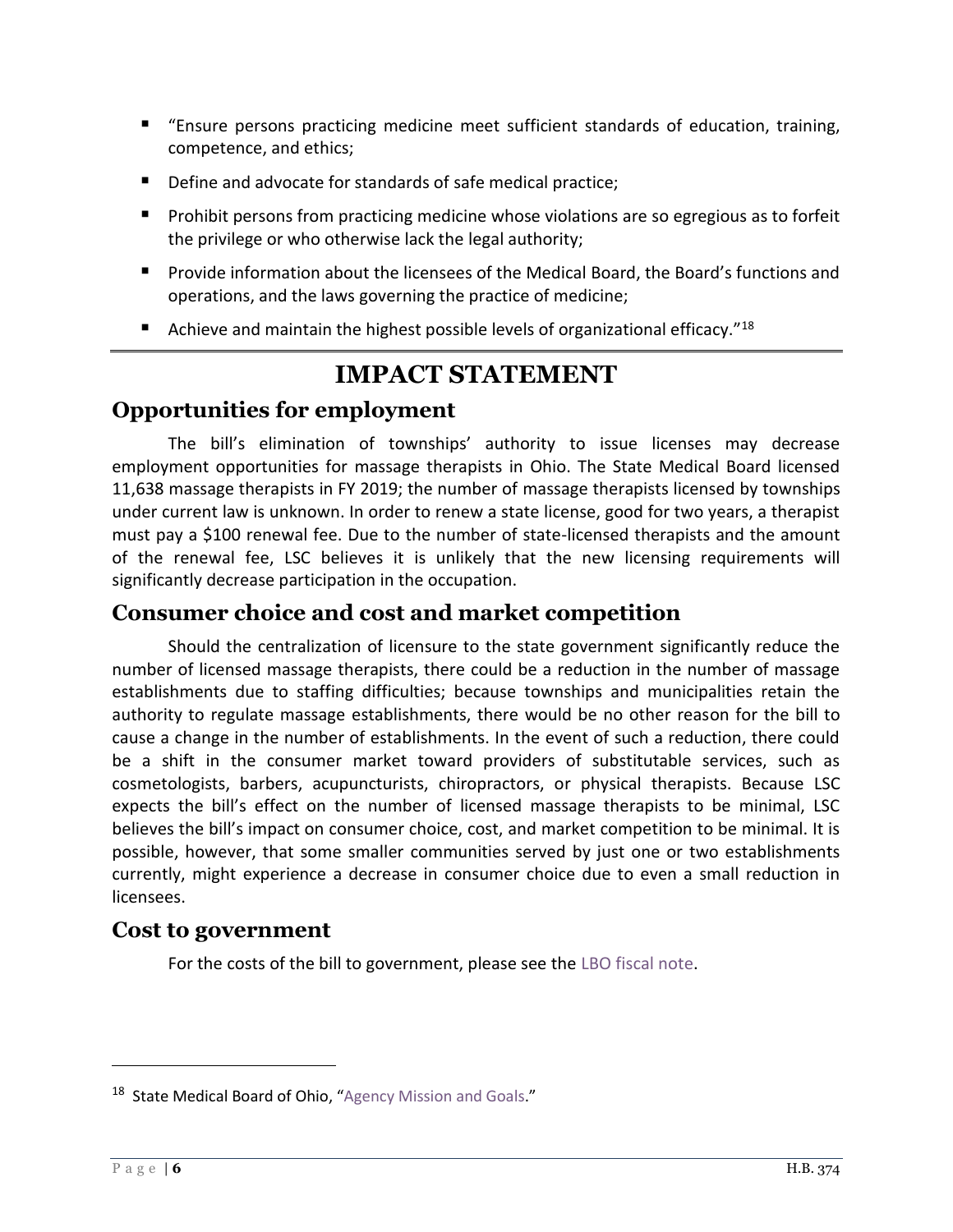- "Ensure persons practicing medicine meet sufficient standards of education, training, competence, and ethics;
- Define and advocate for standards of safe medical practice;
- Prohibit persons from practicing medicine whose violations are so egregious as to forfeit the privilege or who otherwise lack the legal authority;
- Provide information about the licensees of the Medical Board, the Board's functions and operations, and the laws governing the practice of medicine;
- Achieve and maintain the highest possible levels of organizational efficacy."[18]

# IMPACT STATEMENT

## Opportunities for employment

The bill's elimination of townships' authority to issue licenses may decrease employment opportunities for massage therapists in Ohio. The State Medical Board licensed 11,638 massage therapists in FY 2019; the number of massage therapists licensed by townships under current law is unknown. In order to renew a state license, good for two years, a therapist must pay a $100 renewal fee. Due to the number of state-licensed therapists and the amount of the renewal fee, LSC believes it is unlikely that the new licensing requirements will significantly decrease participation in the occupation.

## Consumer choice and cost and market competition

Should the centralization of licensure to the state government significantly reduce the number of licensed massage therapists, there could be a reduction in the number of massage establishments due to staffing difficulties; because townships and municipalities retain the authority to regulate massage establishments, there would be no other reason for the bill to cause a change in the number of establishments. In the event of such a reduction, there could be a shift in the consumer market toward providers of substitutable services, such as cosmetologists, barbers, acupuncturists, chiropractors, or physical therapists. Because LSC expects the bill's effect on the number of licensed massage therapists to be minimal, LSC believes the bill's impact on consumer choice, cost, and market competition to be minimal. It is possible, however, that some smaller communities served by just one or two establishments currently, might experience a decrease in consumer choice due to even a small reduction in licensees.

## Cost to government

For the costs of the bill to government, please see the LBO fiscal note.

---

[18] State Medical Board of Ohio, "Agency Mission and Goals."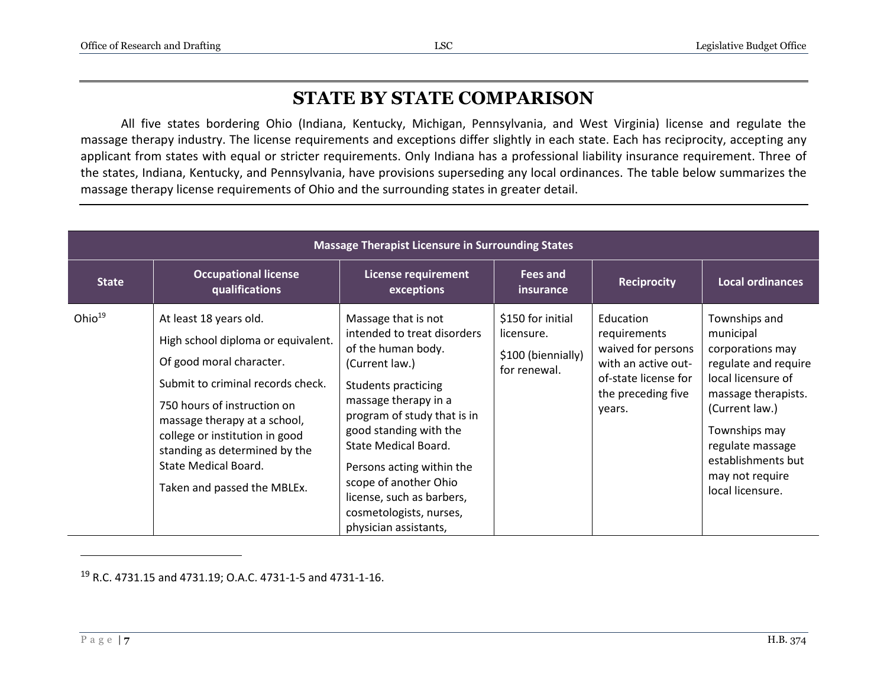# STATE BY STATE COMPARISON

All five states bordering Ohio (Indiana, Kentucky, Michigan, Pennsylvania, and West Virginia) license and regulate the massage therapy industry. The license requirements and exceptions differ slightly in each state. Each has reciprocity, accepting any applicant from states with equal or stricter requirements. Only Indiana has a professional liability insurance requirement. Three of the states, Indiana, Kentucky, and Pennsylvania, have provisions superseding any local ordinances. The table below summarizes the massage therapy license requirements of Ohio and the surrounding states in greater detail.

| Massage Therapist Licensure in Surrounding States | | | | | |
|---|---|---|---|---|---|
| State | Occupational license qualifications | License requirement exceptions | Fees and insurance | Reciprocity | Local ordinances |
| Ohio[19] | At least 18 years old.<br>High school diploma or equivalent.<br>Of good moral character.<br>Submit to criminal records check.<br>750 hours of instruction on massage therapy at a school, college or institution in good standing as determined by the State Medical Board.<br>Taken and passed the MBLEx. | Massage that is not intended to treat disorders of the human body. (Current law.)<br>Students practicing massage therapy in a program of study that is in good standing with the State Medical Board.<br>Persons acting within the scope of another Ohio license, such as barbers, cosmetologists, nurses, physician assistants, | $150 for initial licensure.<br>$100 (biennially) for renewal. | Education requirements waived for persons with an active out-of-state license for the preceding five years. | Townships and municipal corporations may regulate and require local licensure of massage therapists. (Current law.)<br>Townships may regulate massage establishments but may not require local licensure. |

[19] R.C. 4731.15 and 4731.19; O.A.C. 4731-1-5 and 4731-1-16.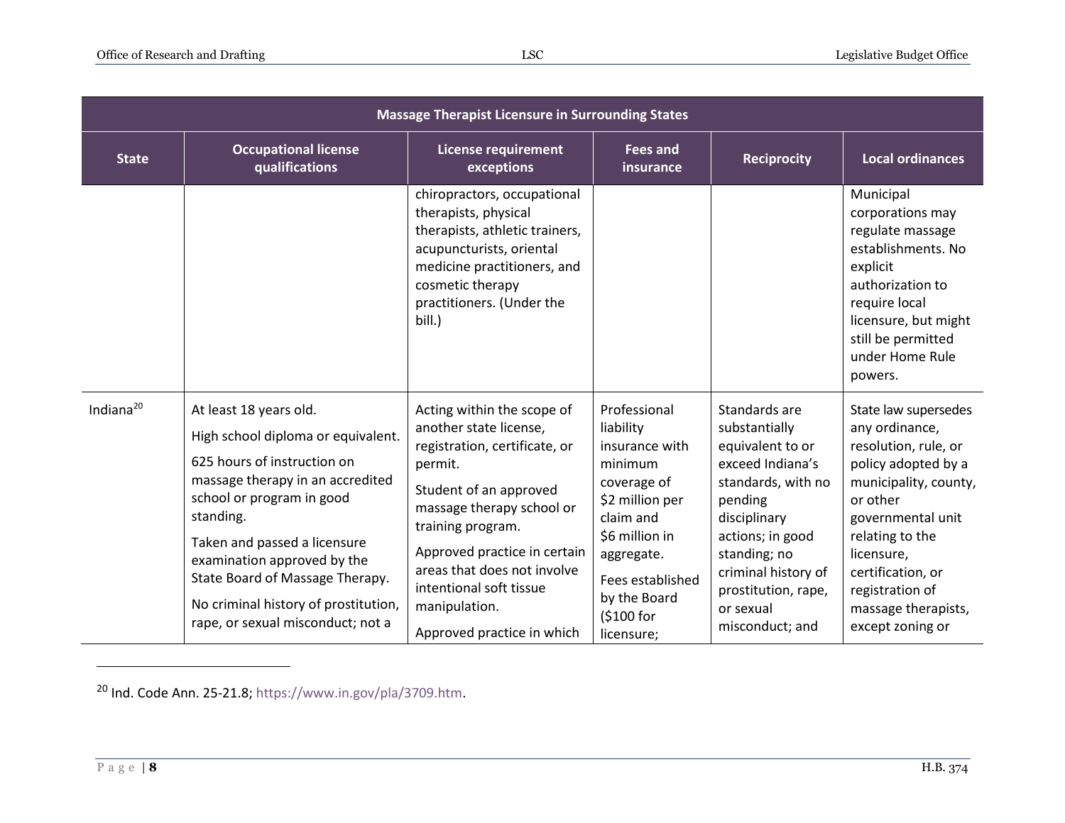| Massage Therapist Licensure in Surrounding States | | | | | |
|---|---|---|---|---|---|
| State | Occupational license qualifications | License requirement exceptions | Fees and insurance | Reciprocity | Local ordinances |
| | | chiropractors, occupational therapists, physical therapists, athletic trainers, acupuncturists, oriental medicine practitioners, and cosmetic therapy practitioners. (Under the bill.) | | | Municipal corporations may regulate massage establishments. No explicit authorization to require local licensure, but might still be permitted under Home Rule powers. |
| Indiana[20] | At least 18 years old.<br><br>High school diploma or equivalent.<br><br>625 hours of instruction on massage therapy in an accredited school or program in good standing.<br><br>Taken and passed a licensure examination approved by the State Board of Massage Therapy.<br><br>No criminal history of prostitution, rape, or sexual misconduct; not a | Acting within the scope of another state license, registration, certificate, or permit.<br><br>Student of an approved massage therapy school or training program.<br><br>Approved practice in certain areas that does not involve intentional soft tissue manipulation.<br><br>Approved practice in which | Professional liability insurance with minimum coverage of $2 million per claim and $6 million in aggregate.<br><br>Fees established by the Board ($100 for licensure; | Standards are substantially equivalent to or exceed Indiana's standards, with no pending disciplinary actions; in good standing; no criminal history of prostitution, rape, or sexual misconduct; and | State law supersedes any ordinance, resolution, rule, or policy adopted by a municipality, county, or other governmental unit relating to the licensure, certification, or registration of massage therapists, except zoning or |

[20] Ind. Code Ann. 25-21.8; https://www.in.gov/pla/3709.htm.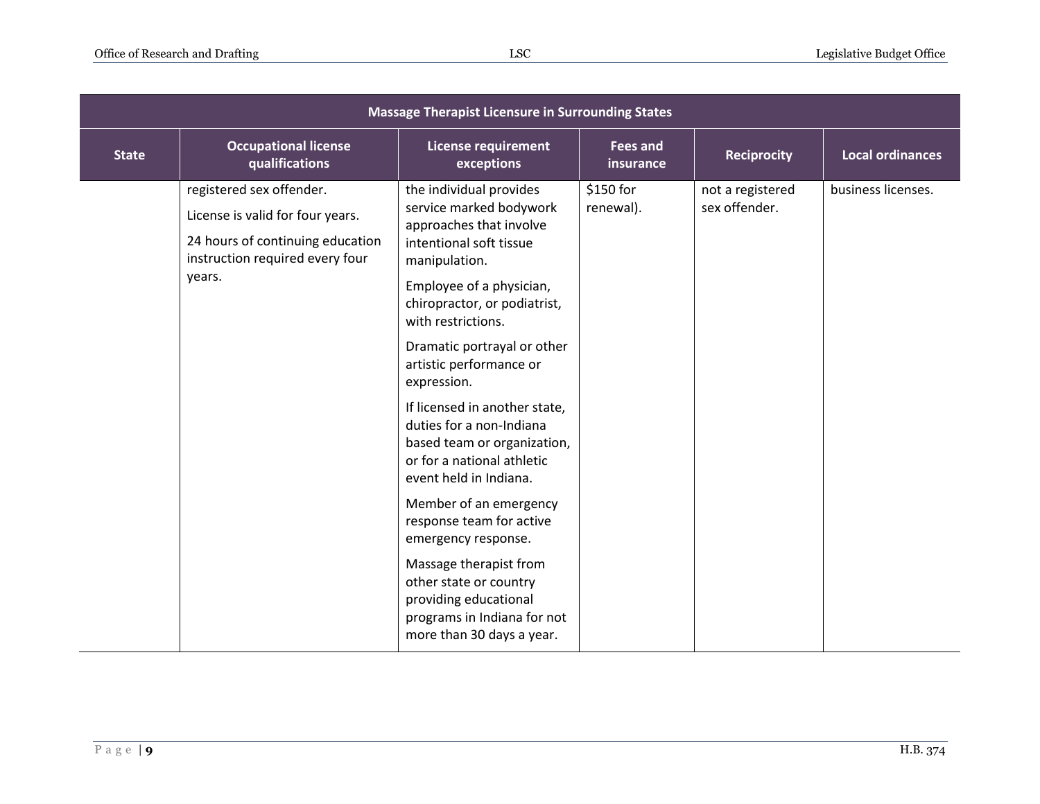| Massage Therapist Licensure in Surrounding States | | | | | |
|---|---|---|---|---|---|
| State | Occupational license qualifications | License requirement exceptions | Fees and insurance | Reciprocity | Local ordinances |
| | registered sex offender.<br><br>License is valid for four years.<br><br>24 hours of continuing education instruction required every four years. | the individual provides service marked bodywork approaches that involve intentional soft tissue manipulation.<br><br>Employee of a physician, chiropractor, or podiatrist, with restrictions.<br><br>Dramatic portrayal or other artistic performance or expression.<br><br>If licensed in another state, duties for a non-Indiana based team or organization, or for a national athletic event held in Indiana.<br><br>Member of an emergency response team for active emergency response.<br><br>Massage therapist from other state or country providing educational programs in Indiana for not more than 30 days a year. | $150 for renewal). | not a registered sex offender. | business licenses. |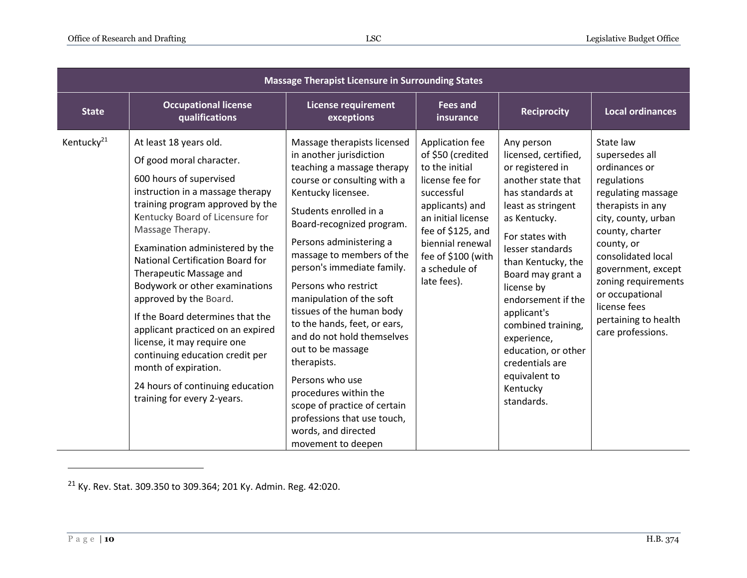| Massage Therapist Licensure in Surrounding States | | | | | |
|---|---|---|---|---|---|
| **State** | **Occupational license qualifications** | **License requirement exceptions** | **Fees and insurance** | **Reciprocity** | **Local ordinances** |
| Kentucky[21] | At least 18 years old.<br><br>Of good moral character.<br><br>600 hours of supervised instruction in a massage therapy training program approved by the Kentucky Board of Licensure for Massage Therapy.<br><br>Examination administered by the National Certification Board for Therapeutic Massage and Bodywork or other examinations approved by the Board.<br><br>If the Board determines that the applicant practiced on an expired license, it may require one continuing education credit per month of expiration.<br><br>24 hours of continuing education training for every 2-years. | Massage therapists licensed in another jurisdiction teaching a massage therapy course or consulting with a Kentucky licensee.<br><br>Students enrolled in a Board-recognized program.<br><br>Persons administering a massage to members of the person's immediate family.<br><br>Persons who restrict manipulation of the soft tissues of the human body to the hands, feet, or ears, and do not hold themselves out to be massage therapists.<br><br>Persons who use procedures within the scope of practice of certain professions that use touch, words, and directed movement to deepen | Application fee of $50 (credited to the initial license fee for successful applicants) and an initial license fee of $125, and biennial renewal fee of $100 (with a schedule of late fees). | Any person licensed, certified, or registered in another state that has standards at least as stringent as Kentucky.<br><br>For states with lesser standards than Kentucky, the Board may grant a license by endorsement if the applicant's combined training, experience, education, or other credentials are equivalent to Kentucky standards. | State law supersedes all ordinances or regulations regulating massage therapists in any city, county, urban county, charter county, or consolidated local government, except zoning requirements or occupational license fees pertaining to health care professions. |

[21] Ky. Rev. Stat. 309.350 to 309.364; 201 Ky. Admin. Reg. 42:020.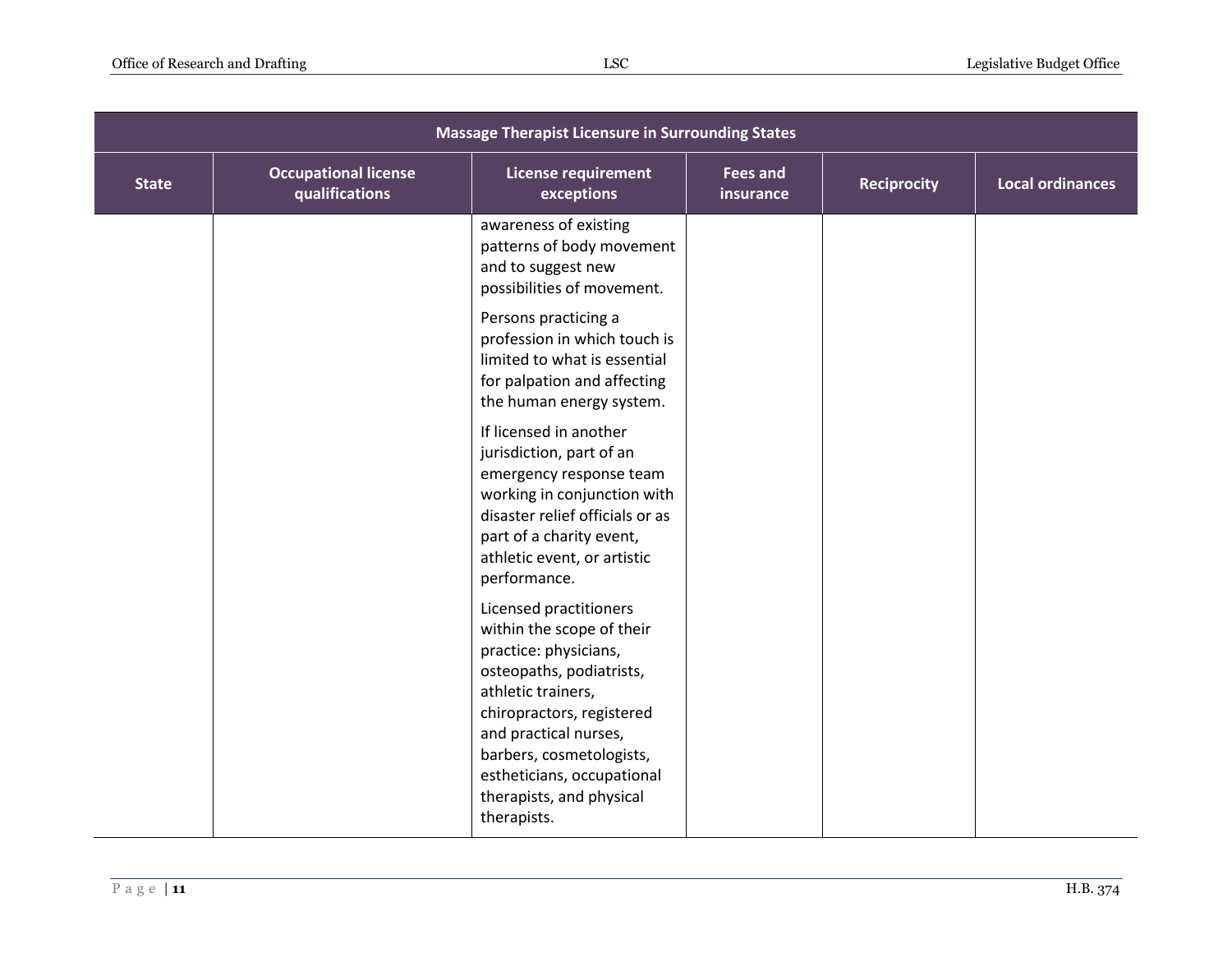| Massage Therapist Licensure in Surrounding States | | | | | |
|---|---|---|---|---|---|
| State | Occupational license qualifications | License requirement exceptions | Fees and insurance | Reciprocity | Local ordinances |
| | | awareness of existing patterns of body movement and to suggest new possibilities of movement.<br><br>Persons practicing a profession in which touch is limited to what is essential for palpation and affecting the human energy system.<br><br>If licensed in another jurisdiction, part of an emergency response team working in conjunction with disaster relief officials or as part of a charity event, athletic event, or artistic performance.<br><br>Licensed practitioners within the scope of their practice: physicians, osteopaths, podiatrists, athletic trainers, chiropractors, registered and practical nurses, barbers, cosmetologists, estheticians, occupational therapists, and physical therapists. | | | |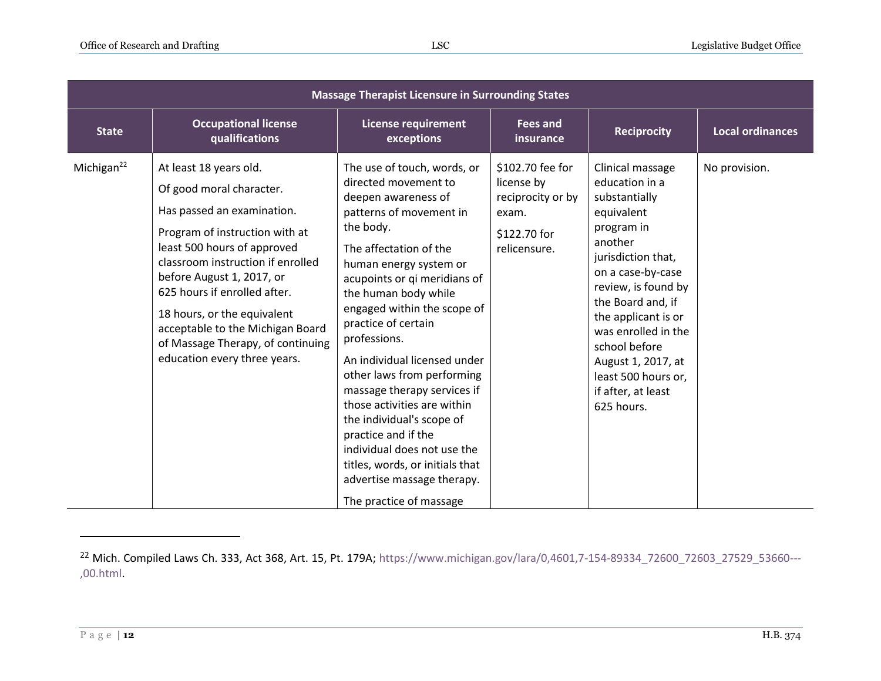| Massage Therapist Licensure in Surrounding States | | | | | |
|---|---|---|---|---|---|
| **State** | **Occupational license qualifications** | **License requirement exceptions** | **Fees and insurance** | **Reciprocity** | **Local ordinances** |
| Michigan[22] | At least 18 years old.<br><br>Of good moral character.<br><br>Has passed an examination.<br><br>Program of instruction with at least 500 hours of approved classroom instruction if enrolled before August 1, 2017, or 625 hours if enrolled after.<br><br>18 hours, or the equivalent acceptable to the Michigan Board of Massage Therapy, of continuing education every three years. | The use of touch, words, or directed movement to deepen awareness of patterns of movement in the body.<br><br>The affectation of the human energy system or acupoints or qi meridians of the human body while engaged within the scope of practice of certain professions.<br><br>An individual licensed under other laws from performing massage therapy services if those activities are within the individual's scope of practice and if the individual does not use the titles, words, or initials that advertise massage therapy.<br><br>The practice of massage | $102.70 fee for license by reciprocity or by exam.<br><br>$122.70 for relicensure. | Clinical massage education in a substantially equivalent program in another jurisdiction that, on a case-by-case review, is found by the Board and, if the applicant is or was enrolled in the school before August 1, 2017, at least 500 hours or, if after, at least 625 hours. | No provision. |

[22] Mich. Compiled Laws Ch. 333, Act 368, Art. 15, Pt. 179A; https://www.michigan.gov/lara/0,4601,7-154-89334_72600_72603_27529_53660---,00.html.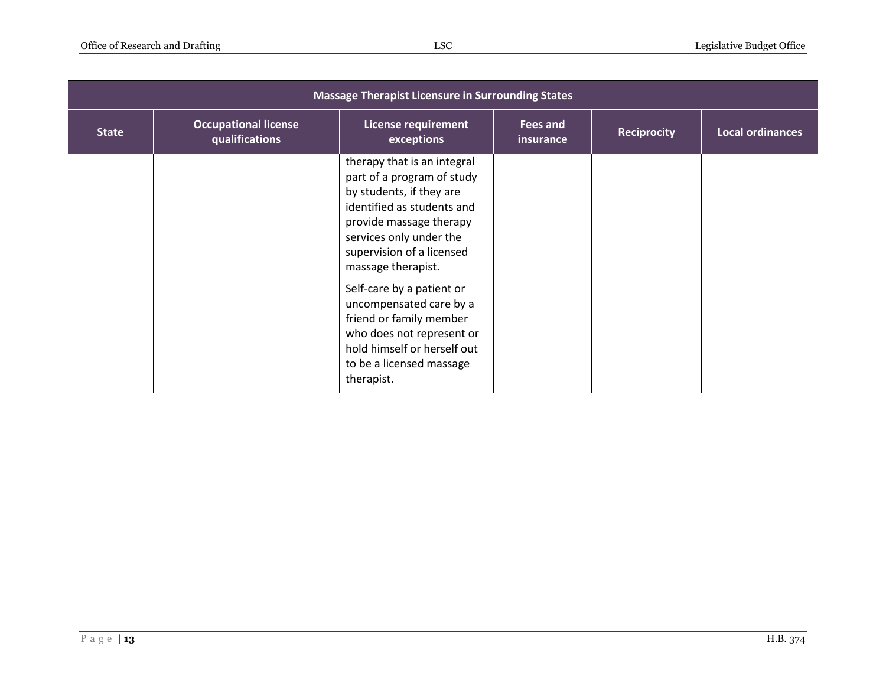| Massage Therapist Licensure in Surrounding States | | | | | |
|---|---|---|---|---|---|
| State | Occupational license qualifications | License requirement exceptions | Fees and insurance | Reciprocity | Local ordinances |
| | | therapy that is an integral part of a program of study by students, if they are identified as students and provide massage therapy services only under the supervision of a licensed massage therapist.<br><br>Self-care by a patient or uncompensated care by a friend or family member who does not represent or hold himself or herself out to be a licensed massage therapist. | | | |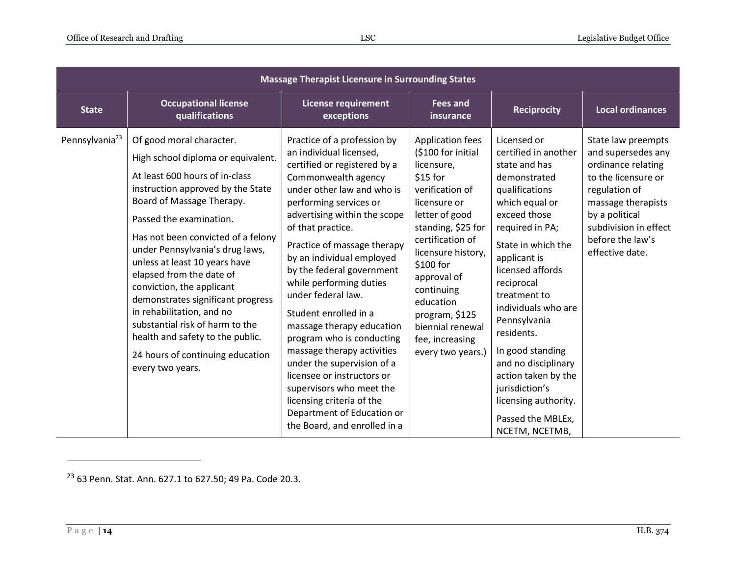| Massage Therapist Licensure in Surrounding States | | | | | |
|---|---|---|---|---|---|
| State | Occupational license qualifications | License requirement exceptions | Fees and insurance | Reciprocity | Local ordinances |
| Pennsylvania[23] | Of good moral character.<br>High school diploma or equivalent.<br>At least 600 hours of in-class instruction approved by the State Board of Massage Therapy.<br>Passed the examination.<br>Has not been convicted of a felony under Pennsylvania's drug laws, unless at least 10 years have elapsed from the date of conviction, the applicant demonstrates significant progress in rehabilitation, and no substantial risk of harm to the health and safety to the public.<br>24 hours of continuing education every two years. | Practice of a profession by an individual licensed, certified or registered by a Commonwealth agency under other law and who is performing services or advertising within the scope of that practice.<br>Practice of massage therapy by an individual employed by the federal government while performing duties under federal law.<br>Student enrolled in a massage therapy education program who is conducting massage therapy activities under the supervision of a licensee or instructors or supervisors who meet the licensing criteria of the Department of Education or the Board, and enrolled in a | Application fees ($100 for initial licensure, $15 for verification of licensure or letter of good standing, $25 for certification of licensure history, $100 for approval of continuing education program, $125 biennial renewal fee, increasing every two years.) | Licensed or certified in another state and has demonstrated qualifications which equal or exceed those required in PA;<br>State in which the applicant is licensed affords reciprocal treatment to individuals who are Pennsylvania residents.<br>In good standing and no disciplinary action taken by the jurisdiction's licensing authority.<br>Passed the MBLEx, NCETM, NCETMB, | State law preempts and supersedes any ordinance relating to the licensure or regulation of massage therapists by a political subdivision in effect before the law's effective date. |

[23] 63 Penn. Stat. Ann. 627.1 to 627.50; 49 Pa. Code 20.3.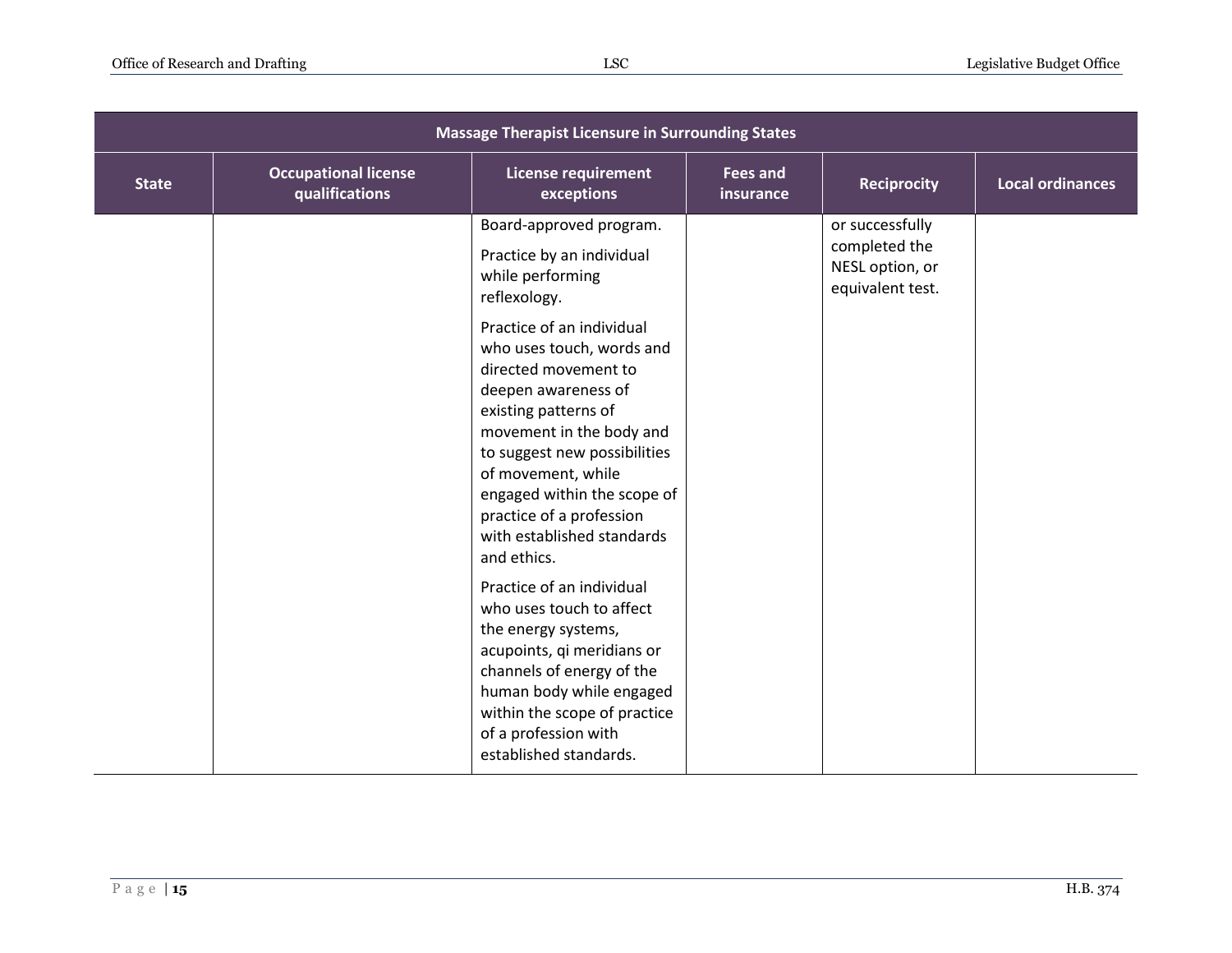| Massage Therapist Licensure in Surrounding States | | | | | |
|---|---|---|---|---|---|
| State | Occupational license qualifications | License requirement exceptions | Fees and insurance | Reciprocity | Local ordinances |
| | | Board-approved program. Practice by an individual while performing reflexology. Practice of an individual who uses touch, words and directed movement to deepen awareness of existing patterns of movement in the body and to suggest new possibilities of movement, while engaged within the scope of practice of a profession with established standards and ethics. Practice of an individual who uses touch to affect the energy systems, acupoints, qi meridians or channels of energy of the human body while engaged within the scope of practice of a profession with established standards. | | or successfully completed the NESL option, or equivalent test. | |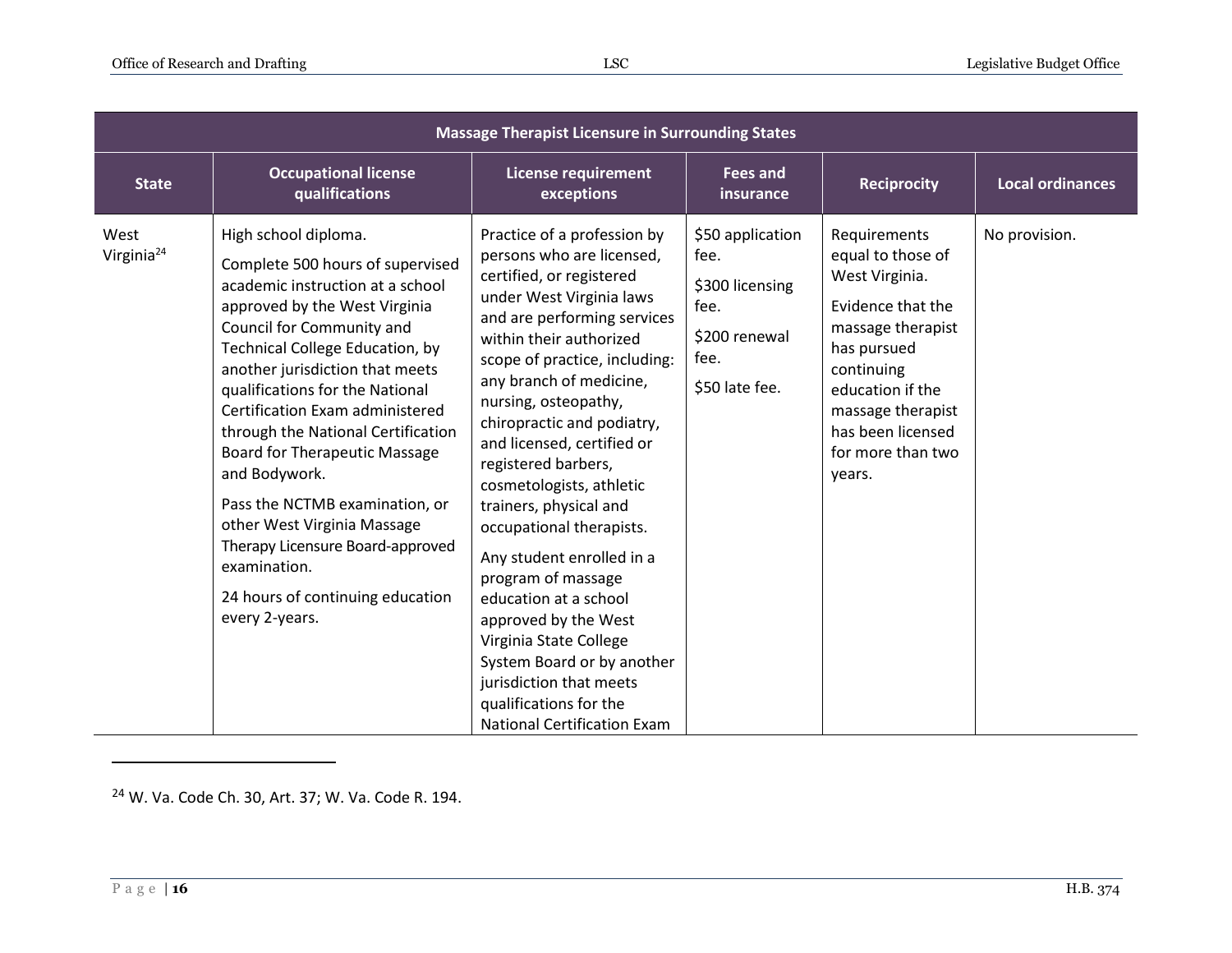| Massage Therapist Licensure in Surrounding States | | | | | |
|---|---|---|---|---|---|
| **State** | **Occupational license qualifications** | **License requirement exceptions** | **Fees and insurance** | **Reciprocity** | **Local ordinances** |
| West Virginia[24] | High school diploma.<br><br>Complete 500 hours of supervised academic instruction at a school approved by the West Virginia Council for Community and Technical College Education, by another jurisdiction that meets qualifications for the National Certification Exam administered through the National Certification Board for Therapeutic Massage and Bodywork.<br><br>Pass the NCTMB examination, or other West Virginia Massage Therapy Licensure Board-approved examination.<br><br>24 hours of continuing education every 2-years. | Practice of a profession by persons who are licensed, certified, or registered under West Virginia laws and are performing services within their authorized scope of practice, including: any branch of medicine, nursing, osteopathy, chiropractic and podiatry, and licensed, certified or registered barbers, cosmetologists, athletic trainers, physical and occupational therapists.<br><br>Any student enrolled in a program of massage education at a school approved by the West Virginia State College System Board or by another jurisdiction that meets qualifications for the National Certification Exam | $50 application fee.<br><br>$300 licensing fee.<br><br>$200 renewal fee.<br><br>$50 late fee. | Requirements equal to those of West Virginia.<br><br>Evidence that the massage therapist has pursued continuing education if the massage therapist has been licensed for more than two years. | No provision. |

[24] W. Va. Code Ch. 30, Art. 37; W. Va. Code R. 194.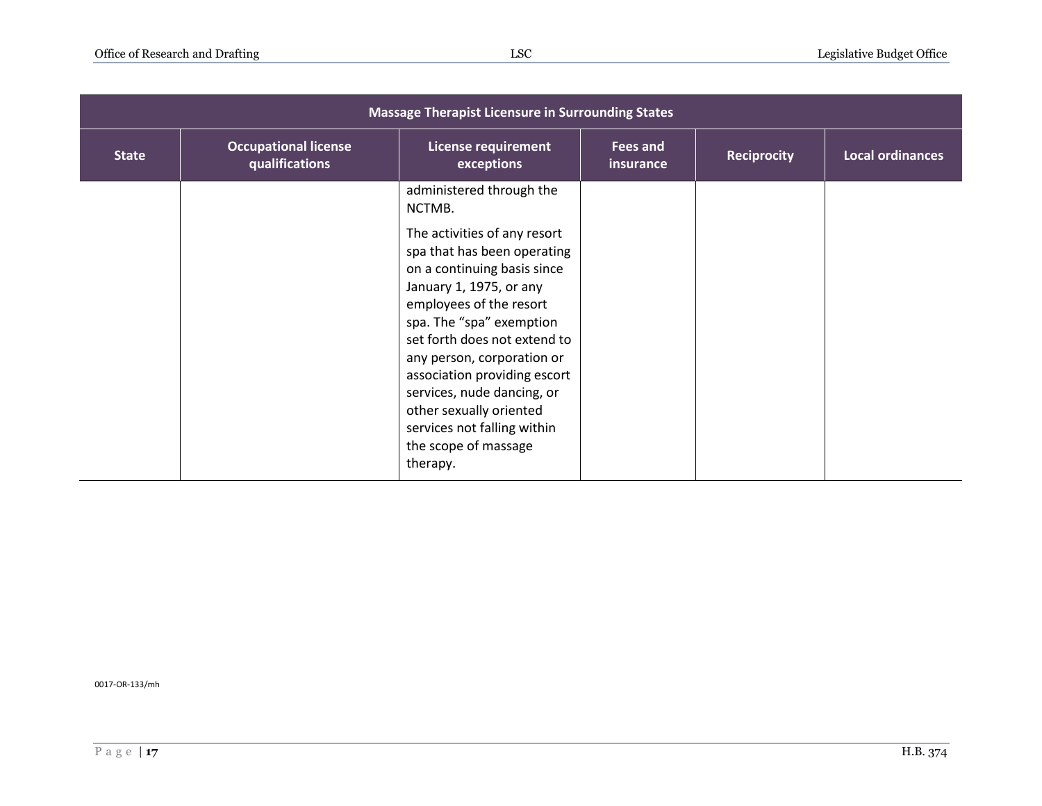| Massage Therapist Licensure in Surrounding States | | | | | |
|---|---|---|---|---|---|
| State | Occupational license qualifications | License requirement exceptions | Fees and insurance | Reciprocity | Local ordinances |
| | | administered through the NCTMB.<br><br>The activities of any resort spa that has been operating on a continuing basis since January 1, 1975, or any employees of the resort spa. The "spa" exemption set forth does not extend to any person, corporation or association providing escort services, nude dancing, or other sexually oriented services not falling within the scope of massage therapy. | | | |

0017-OR-133/mh